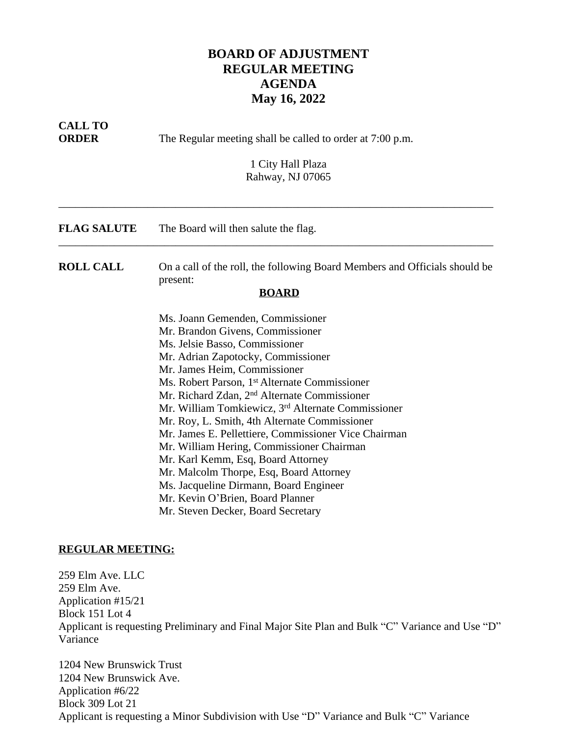# BOARD OF ADJUSTMENT
# REGULAR MEETING
# AGENDA
# May 16, 2022

**CALL TO ORDER** The Regular meeting shall be called to order at 7:00 p.m.

1 City Hall Plaza
Rahway, NJ 07065

---

**FLAG SALUTE** The Board will then salute the flag.

---

**ROLL CALL** On a call of the roll, the following Board Members and Officials should be present:

**BOARD**

Ms. Joann Gemenden, Commissioner
Mr. Brandon Givens, Commissioner
Ms. Jelsie Basso, Commissioner
Mr. Adrian Zapotocky, Commissioner
Mr. James Heim, Commissioner
Ms. Robert Parson, 1st Alternate Commissioner
Mr. Richard Zdan, 2nd Alternate Commissioner
Mr. William Tomkiewicz, 3rd Alternate Commissioner
Mr. Roy, L. Smith, 4th Alternate Commissioner
Mr. James E. Pellettiere, Commissioner Vice Chairman
Mr. William Hering, Commissioner Chairman
Mr. Karl Kemm, Esq, Board Attorney
Mr. Malcolm Thorpe, Esq, Board Attorney
Ms. Jacqueline Dirmann, Board Engineer
Mr. Kevin O'Brien, Board Planner
Mr. Steven Decker, Board Secretary

**REGULAR MEETING:**

259 Elm Ave. LLC
259 Elm Ave.
Application #15/21
Block 151 Lot 4
Applicant is requesting Preliminary and Final Major Site Plan and Bulk "C" Variance and Use "D" Variance

1204 New Brunswick Trust
1204 New Brunswick Ave.
Application #6/22
Block 309 Lot 21
Applicant is requesting a Minor Subdivision with Use "D" Variance and Bulk "C" Variance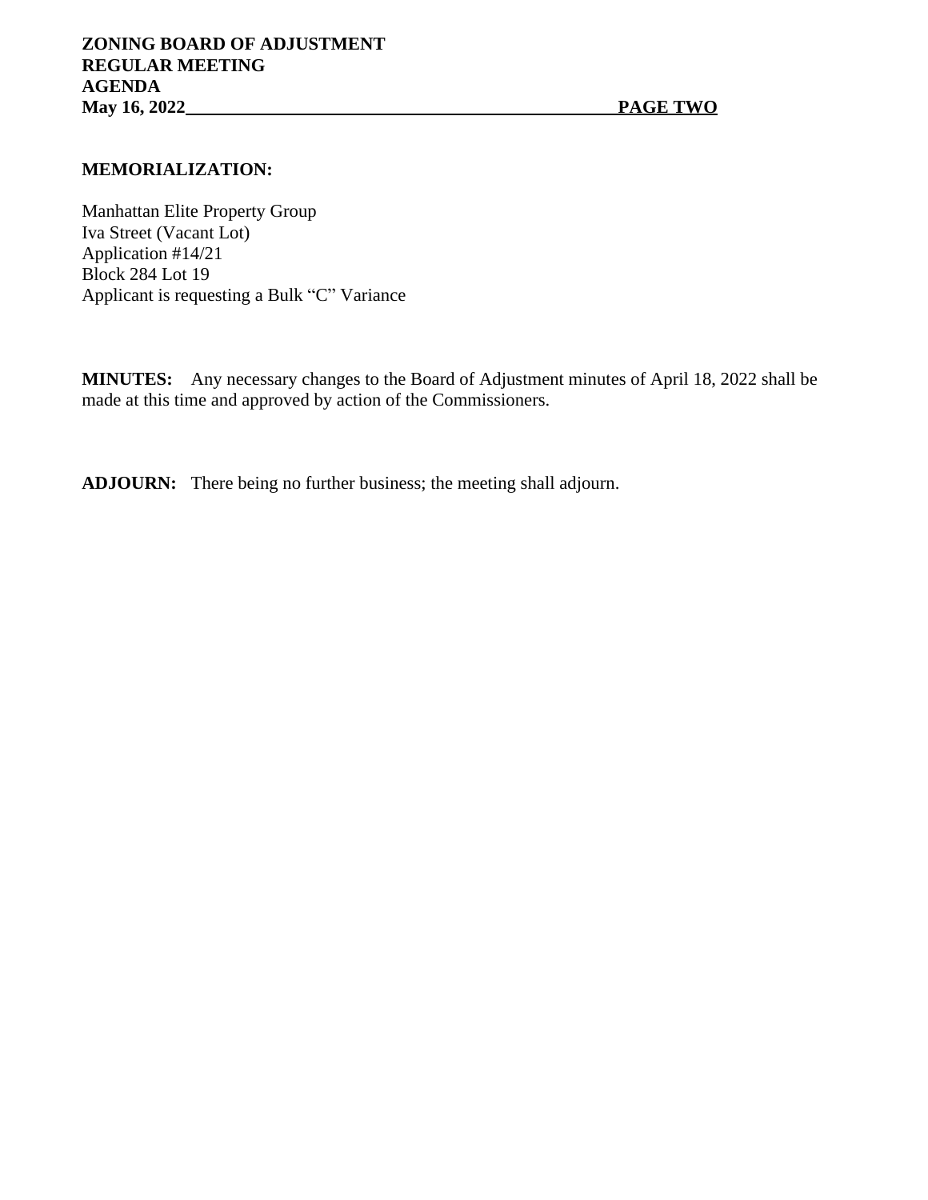**MEMORIALIZATION:**

Manhattan Elite Property Group
Iva Street (Vacant Lot)
Application #14/21
Block 284 Lot 19
Applicant is requesting a Bulk "C" Variance

**MINUTES:** Any necessary changes to the Board of Adjustment minutes of April 18, 2022 shall be made at this time and approved by action of the Commissioners.

**ADJOURN:** There being no further business; the meeting shall adjourn.